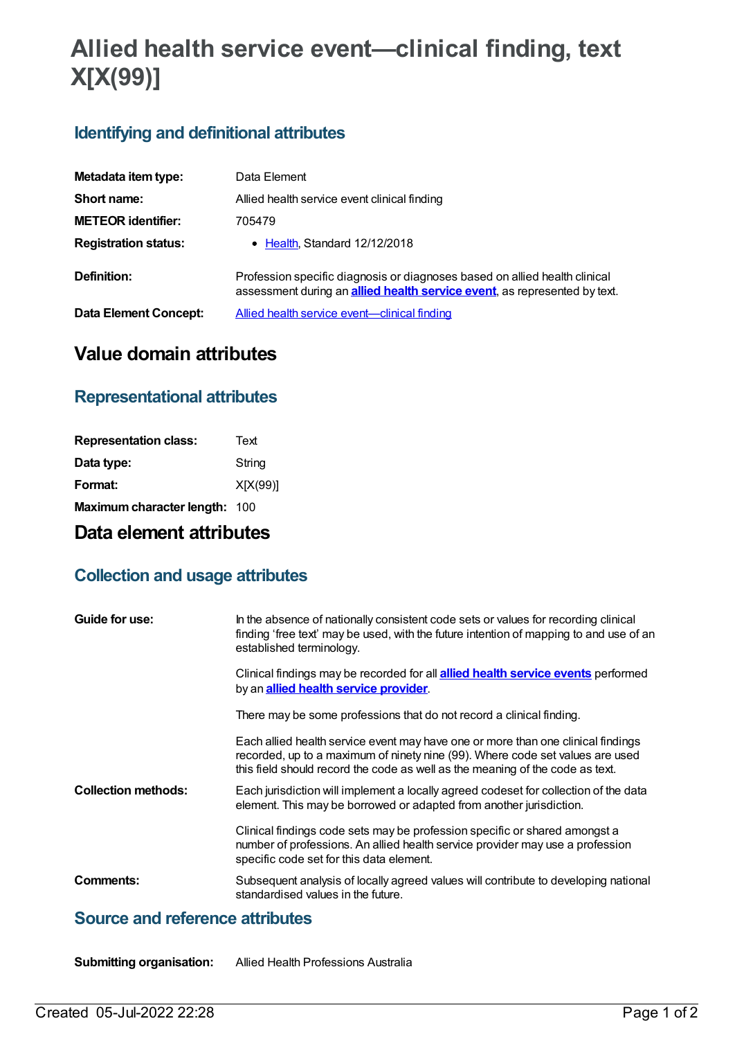# Allied health service event—clinical finding, text X[X(99)]

## Identifying and definitional attributes

| | |
|---|---|
| **Metadata item type:** | Data Element |
| **Short name:** | Allied health service event clinical finding |
| **METEOR identifier:** | 705479 |
| **Registration status:** | • Health, Standard 12/12/2018 |
| **Definition:** | Profession specific diagnosis or diagnoses based on allied health clinical assessment during an **allied health service event**, as represented by text. |
| **Data Element Concept:** | Allied health service event—clinical finding |

# Value domain attributes

## Representational attributes

| | |
|---|---|
| **Representation class:** | Text |
| **Data type:** | String |
| **Format:** | X[X(99)] |
| **Maximum character length:** | 100 |

# Data element attributes

## Collection and usage attributes

**Guide for use:**

In the absence of nationally consistent code sets or values for recording clinical finding 'free text' may be used, with the future intention of mapping to and use of an established terminology.

Clinical findings may be recorded for all **allied health service events** performed by an **allied health service provider**.

There may be some professions that do not record a clinical finding.

Each allied health service event may have one or more than one clinical findings recorded, up to a maximum of ninety nine (99). Where code set values are used this field should record the code as well as the meaning of the code as text.

**Collection methods:**

Each jurisdiction will implement a locally agreed codeset for collection of the data element. This may be borrowed or adapted from another jurisdiction.

Clinical findings code sets may be profession specific or shared amongst a number of professions. An allied health service provider may use a profession specific code set for this data element.

**Comments:**

Subsequent analysis of locally agreed values will contribute to developing national standardised values in the future.

## Source and reference attributes

**Submitting organisation:** Allied Health Professions Australia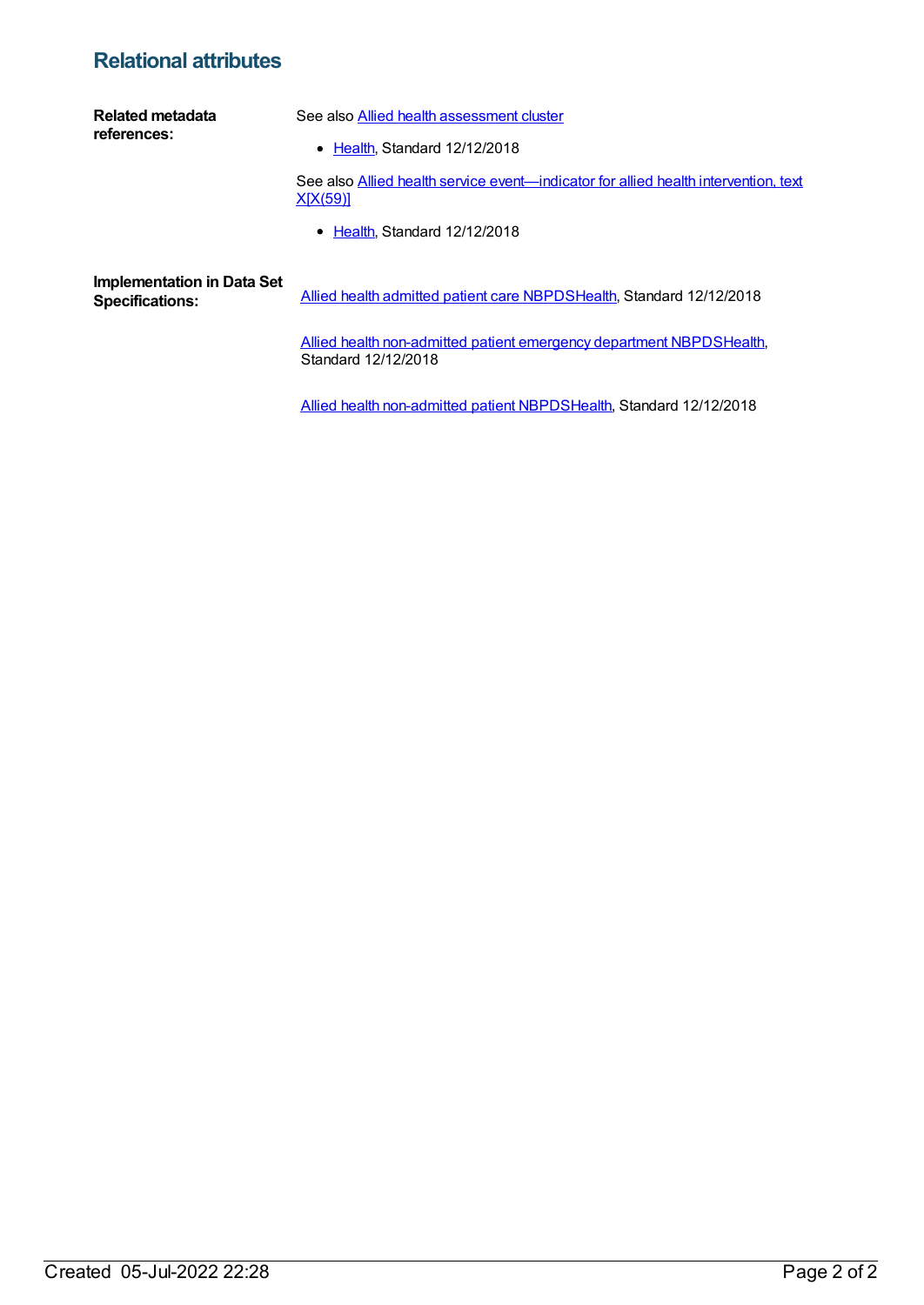## Relational attributes

| | |
|---|---|
| **Related metadata references:** | See also Allied health assessment cluster<br>• Health, Standard 12/12/2018<br><br>See also Allied health service event—indicator for allied health intervention, text X[X(59)]<br>• Health, Standard 12/12/2018 |
| **Implementation in Data Set Specifications:** | Allied health admitted patient care NBPDSHealth, Standard 12/12/2018<br><br>Allied health non-admitted patient emergency department NBPDSHealth, Standard 12/12/2018<br><br>Allied health non-admitted patient NBPDSHealth, Standard 12/12/2018 |